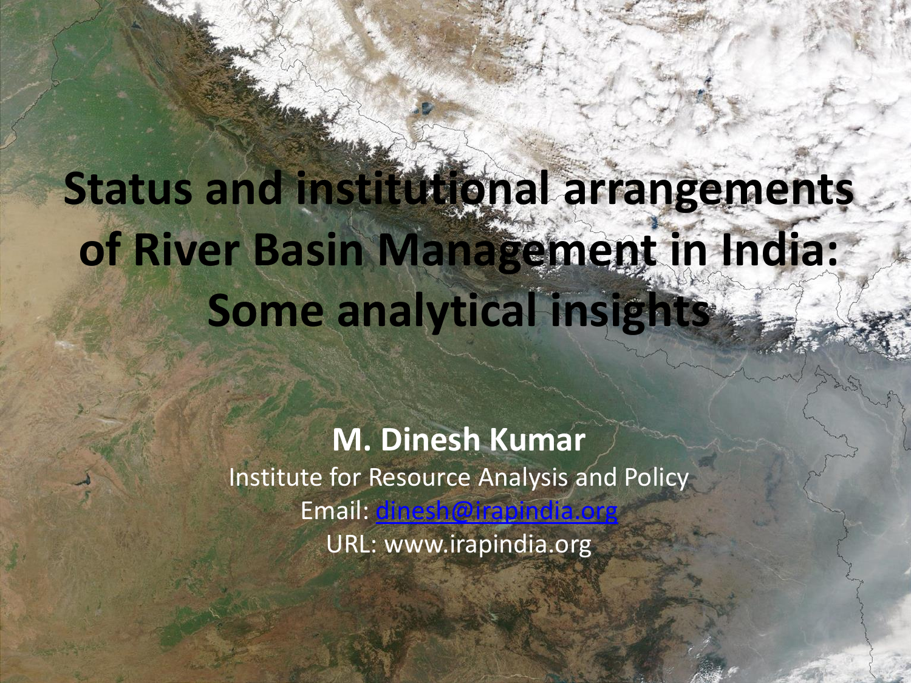# Status and institutional arrangements of River Basin Management in India: Some analytical insights

**M. Dinesh Kumar**

Institute for Resource Analysis and Policy

Email: dinesh@irapindia.org

URL: www.irapindia.org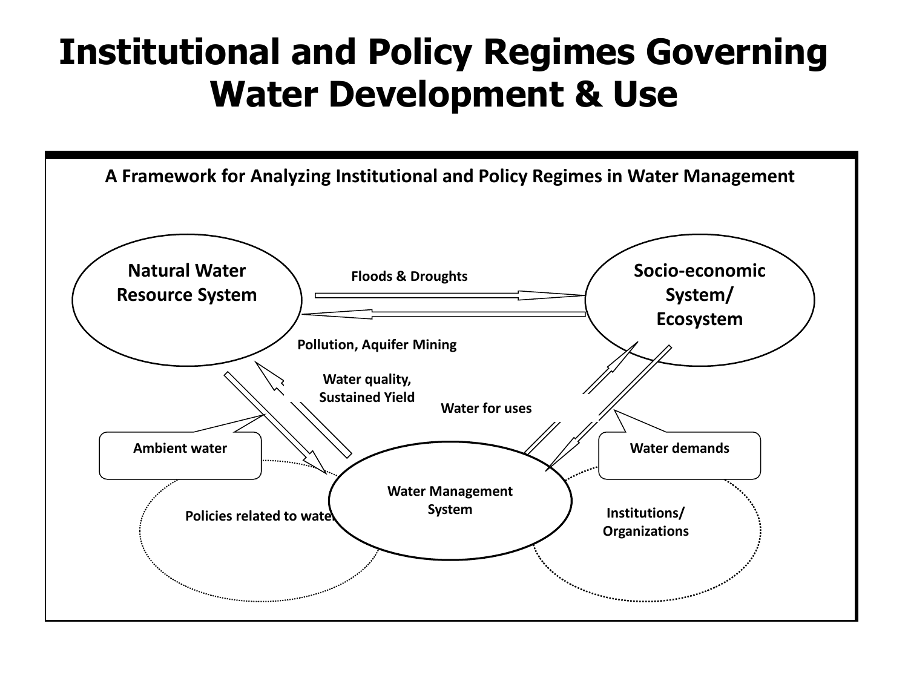# Institutional and Policy Regimes Governing Water Development & Use

**A Framework for Analyzing Institutional and Policy Regimes in Water Management**

Natural Water Resource System

Floods & Droughts

Socio-economic System/ Ecosystem

Pollution, Aquifer Mining

Water quality, Sustained Yield

Water for uses

Ambient water

Water demands

Water Management System

Policies related to water

Institutions/ Organizations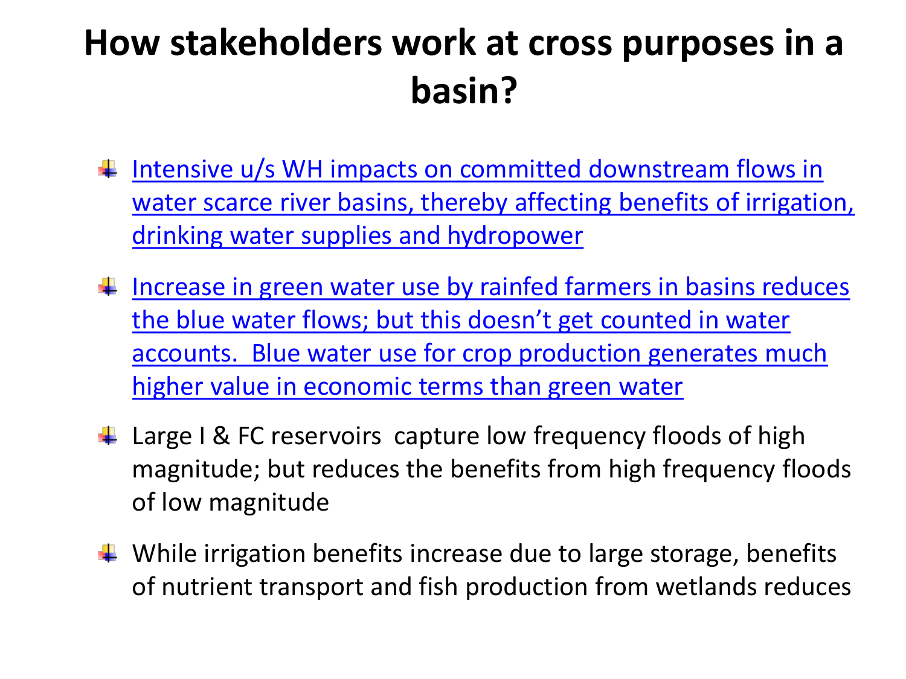# How stakeholders work at cross purposes in a basin?

- Intensive u/s WH impacts on committed downstream flows in water scarce river basins, thereby affecting benefits of irrigation, drinking water supplies and hydropower
- Increase in green water use by rainfed farmers in basins reduces the blue water flows; but this doesn't get counted in water accounts. Blue water use for crop production generates much higher value in economic terms than green water
- Large I & FC reservoirs capture low frequency floods of high magnitude; but reduces the benefits from high frequency floods of low magnitude
- While irrigation benefits increase due to large storage, benefits of nutrient transport and fish production from wetlands reduces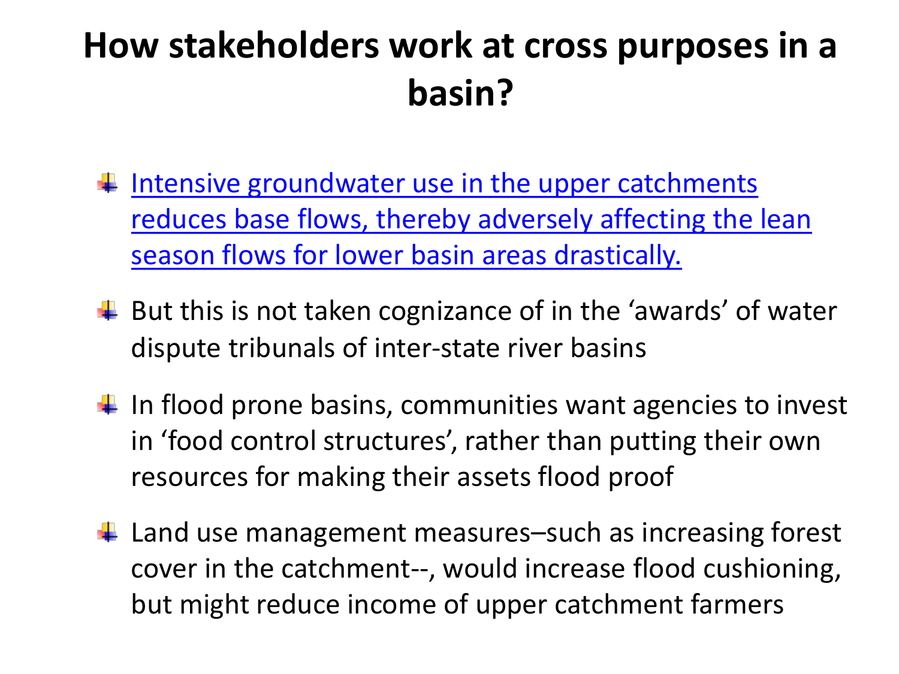# How stakeholders work at cross purposes in a basin?

- Intensive groundwater use in the upper catchments reduces base flows, thereby adversely affecting the lean season flows for lower basin areas drastically.
- But this is not taken cognizance of in the 'awards' of water dispute tribunals of inter-state river basins
- In flood prone basins, communities want agencies to invest in 'food control structures', rather than putting their own resources for making their assets flood proof
- Land use management measures–such as increasing forest cover in the catchment--, would increase flood cushioning, but might reduce income of upper catchment farmers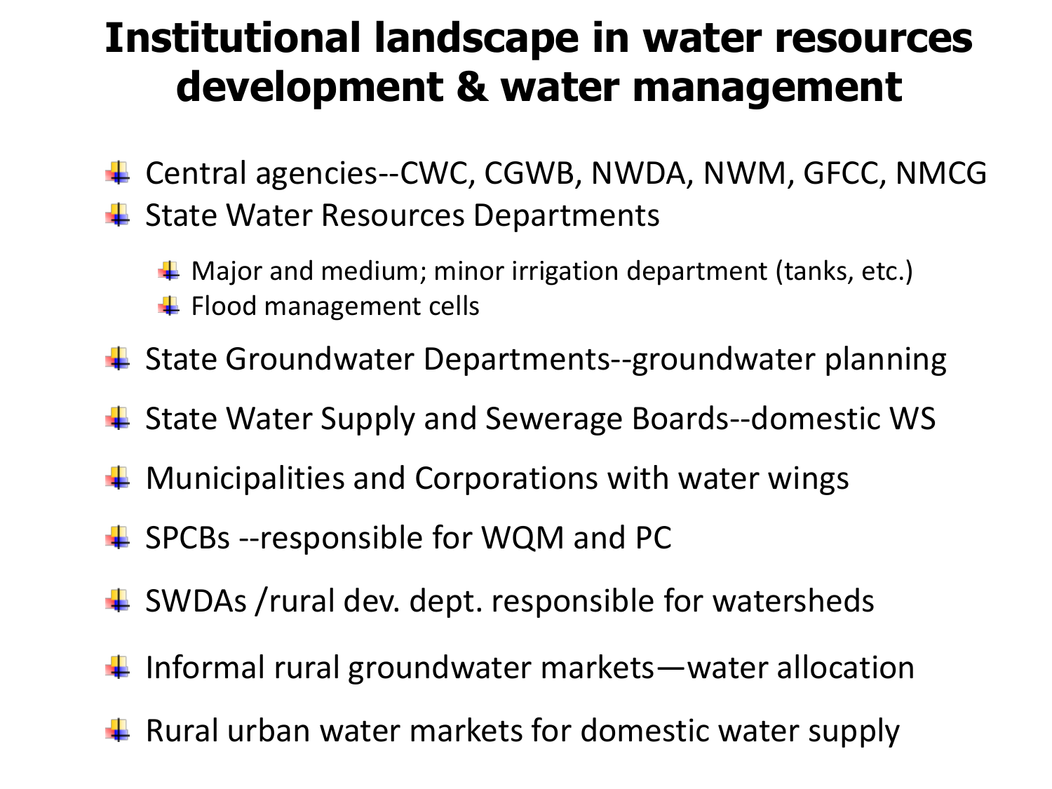# Institutional landscape in water resources development & water management

- Central agencies--CWC, CGWB, NWDA, NWM, GFCC, NMCG
- State Water Resources Departments
  - Major and medium; minor irrigation department (tanks, etc.)
  - Flood management cells
- State Groundwater Departments--groundwater planning
- State Water Supply and Sewerage Boards--domestic WS
- Municipalities and Corporations with water wings
- SPCBs --responsible for WQM and PC
- SWDAs /rural dev. dept. responsible for watersheds
- Informal rural groundwater markets—water allocation
- Rural urban water markets for domestic water supply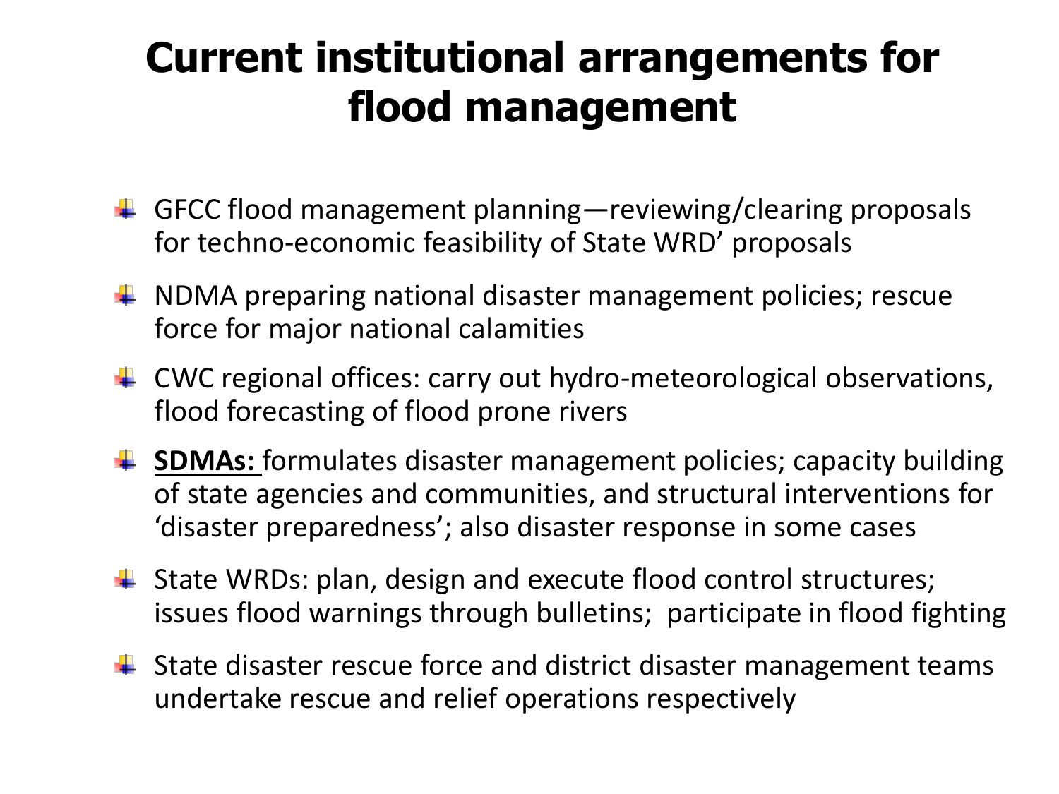# Current institutional arrangements for flood management

- GFCC flood management planning—reviewing/clearing proposals for techno-economic feasibility of State WRD' proposals
- NDMA preparing national disaster management policies; rescue force for major national calamities
- CWC regional offices: carry out hydro-meteorological observations, flood forecasting of flood prone rivers
- **SDMAs:** formulates disaster management policies; capacity building of state agencies and communities, and structural interventions for 'disaster preparedness'; also disaster response in some cases
- State WRDs: plan, design and execute flood control structures; issues flood warnings through bulletins; participate in flood fighting
- State disaster rescue force and district disaster management teams undertake rescue and relief operations respectively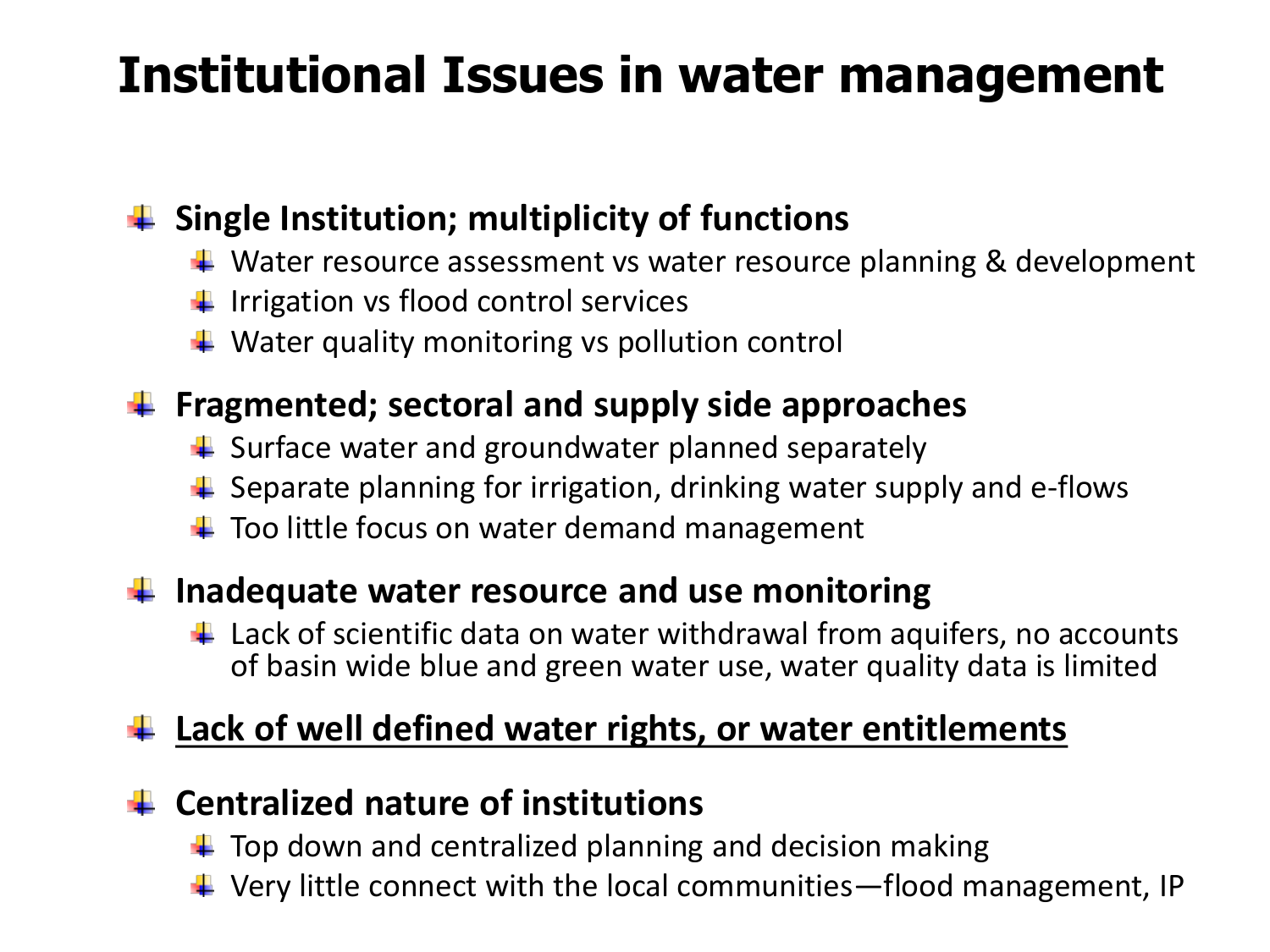# Institutional Issues in water management

- **Single Institution; multiplicity of functions**
  - Water resource assessment vs water resource planning & development
  - Irrigation vs flood control services
  - Water quality monitoring vs pollution control
- **Fragmented; sectoral and supply side approaches**
  - Surface water and groundwater planned separately
  - Separate planning for irrigation, drinking water supply and e-flows
  - Too little focus on water demand management
- **Inadequate water resource and use monitoring**
  - Lack of scientific data on water withdrawal from aquifers, no accounts of basin wide blue and green water use, water quality data is limited
- <u>**Lack of well defined water rights, or water entitlements**</u>
- **Centralized nature of institutions**
  - Top down and centralized planning and decision making
  - Very little connect with the local communities—flood management, IP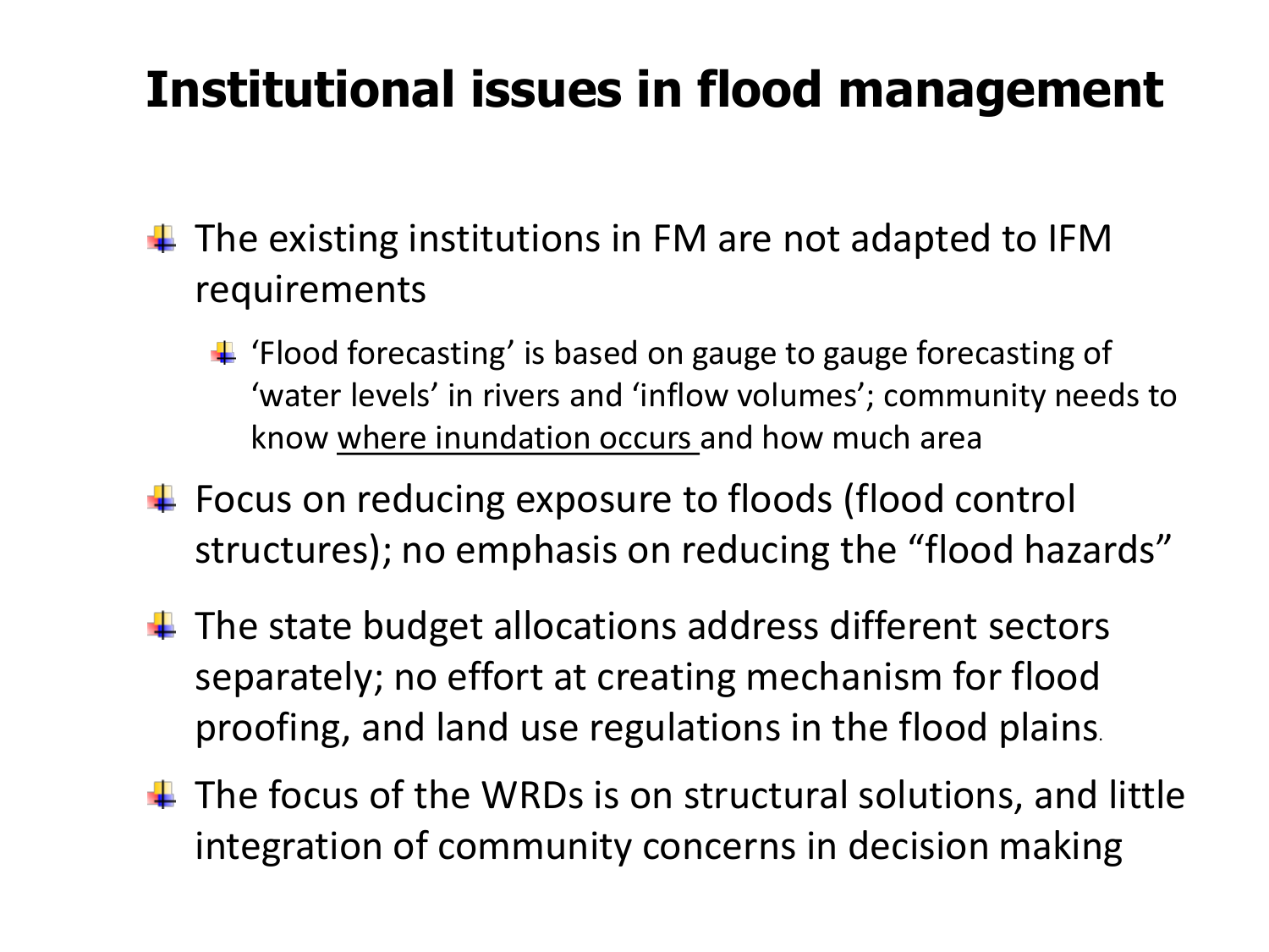# Institutional issues in flood management

- The existing institutions in FM are not adapted to IFM requirements
  - ‘Flood forecasting’ is based on gauge to gauge forecasting of ‘water levels’ in rivers and ‘inflow volumes’; community needs to know <u>where inundation occurs</u> and how much area
- Focus on reducing exposure to floods (flood control structures); no emphasis on reducing the “flood hazards”
- The state budget allocations address different sectors separately; no effort at creating mechanism for flood proofing, and land use regulations in the flood plains.
- The focus of the WRDs is on structural solutions, and little integration of community concerns in decision making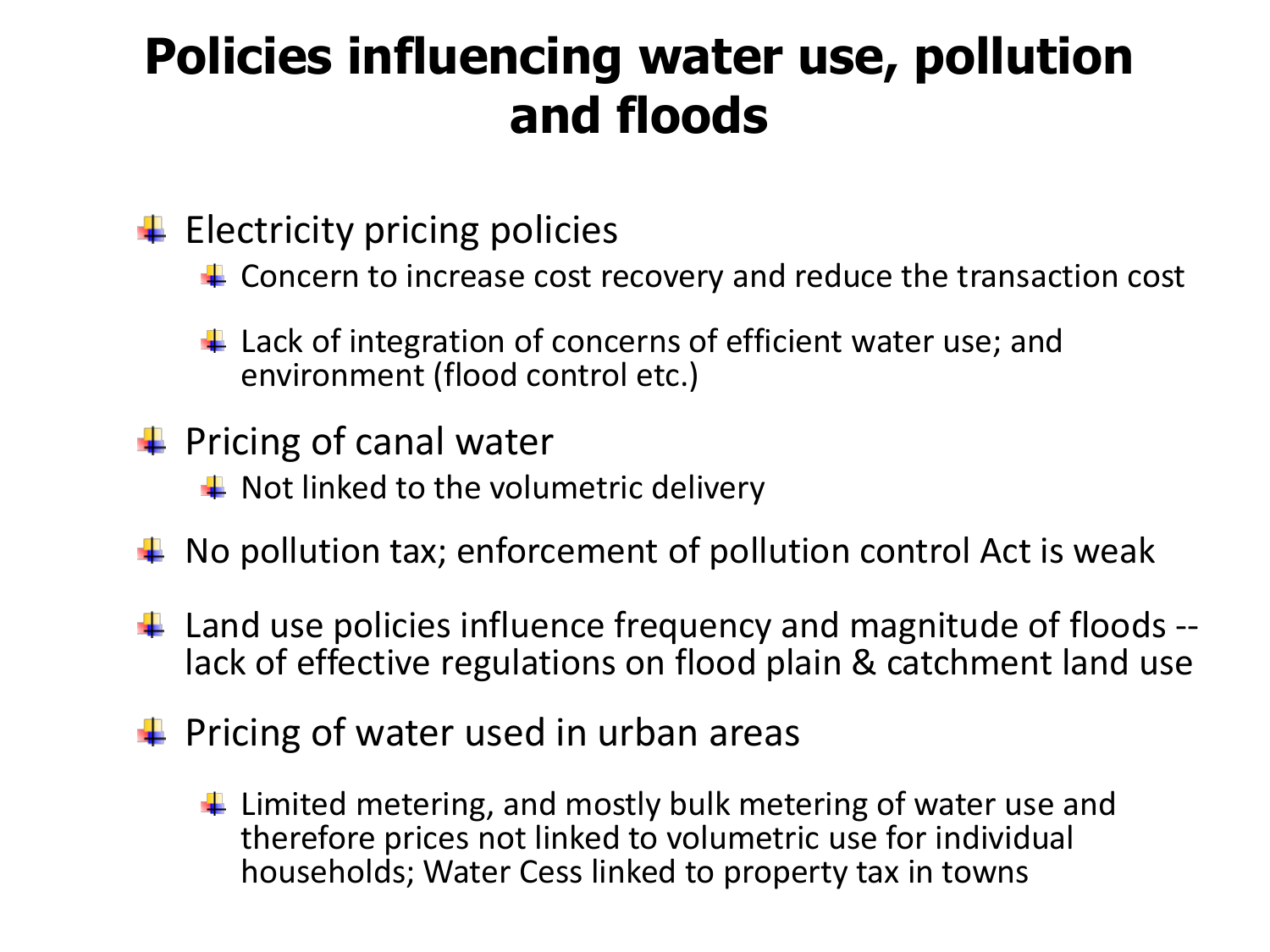# Policies influencing water use, pollution and floods

- Electricity pricing policies
  - Concern to increase cost recovery and reduce the transaction cost
  - Lack of integration of concerns of efficient water use; and environment (flood control etc.)
- Pricing of canal water
  - Not linked to the volumetric delivery
- No pollution tax; enforcement of pollution control Act is weak
- Land use policies influence frequency and magnitude of floods -- lack of effective regulations on flood plain & catchment land use
- Pricing of water used in urban areas
  - Limited metering, and mostly bulk metering of water use and therefore prices not linked to volumetric use for individual households; Water Cess linked to property tax in towns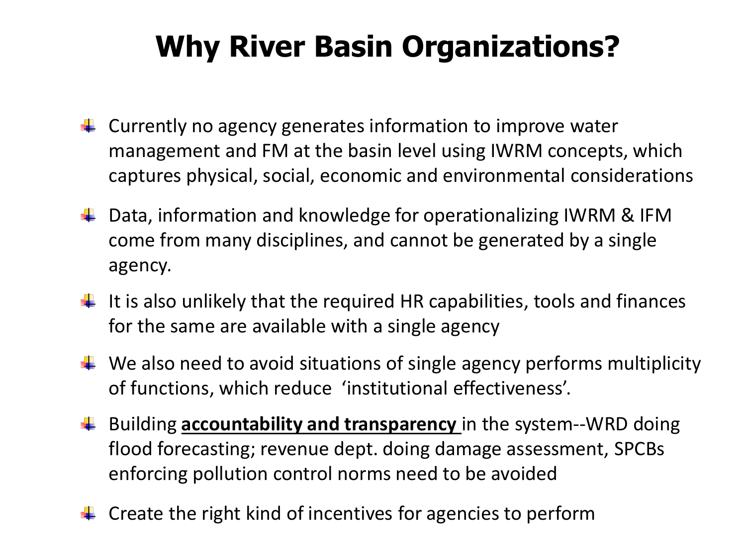# Why River Basin Organizations?

- Currently no agency generates information to improve water management and FM at the basin level using IWRM concepts, which captures physical, social, economic and environmental considerations
- Data, information and knowledge for operationalizing IWRM & IFM come from many disciplines, and cannot be generated by a single agency.
- It is also unlikely that the required HR capabilities, tools and finances for the same are available with a single agency
- We also need to avoid situations of single agency performs multiplicity of functions, which reduce 'institutional effectiveness'.
- Building **accountability and transparency** in the system--WRD doing flood forecasting; revenue dept. doing damage assessment, SPCBs enforcing pollution control norms need to be avoided
- Create the right kind of incentives for agencies to perform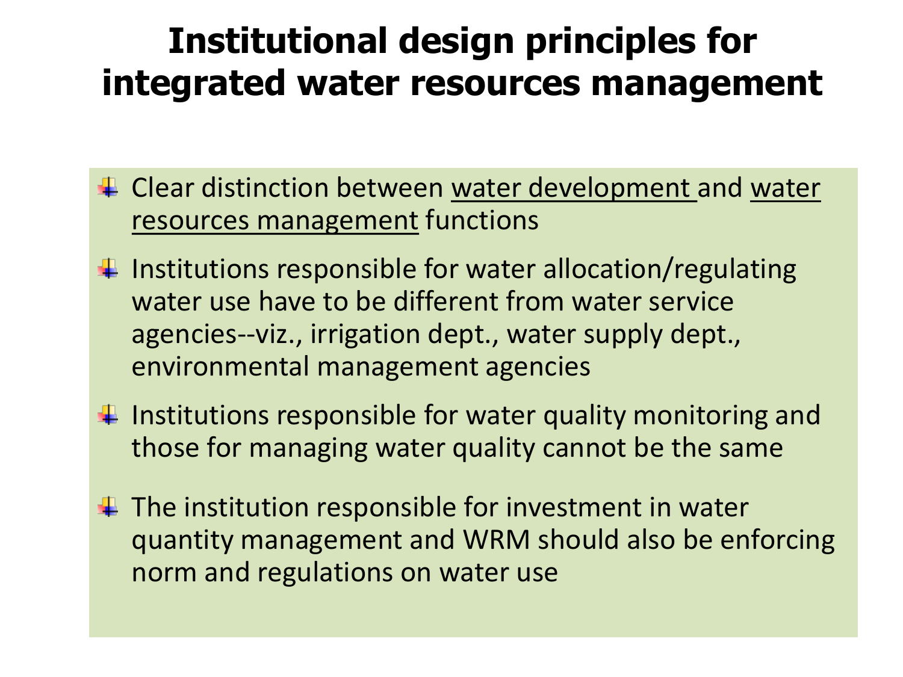# Institutional design principles for integrated water resources management

- Clear distinction between water development and water resources management functions
- Institutions responsible for water allocation/regulating water use have to be different from water service agencies--viz., irrigation dept., water supply dept., environmental management agencies
- Institutions responsible for water quality monitoring and those for managing water quality cannot be the same
- The institution responsible for investment in water quantity management and WRM should also be enforcing norm and regulations on water use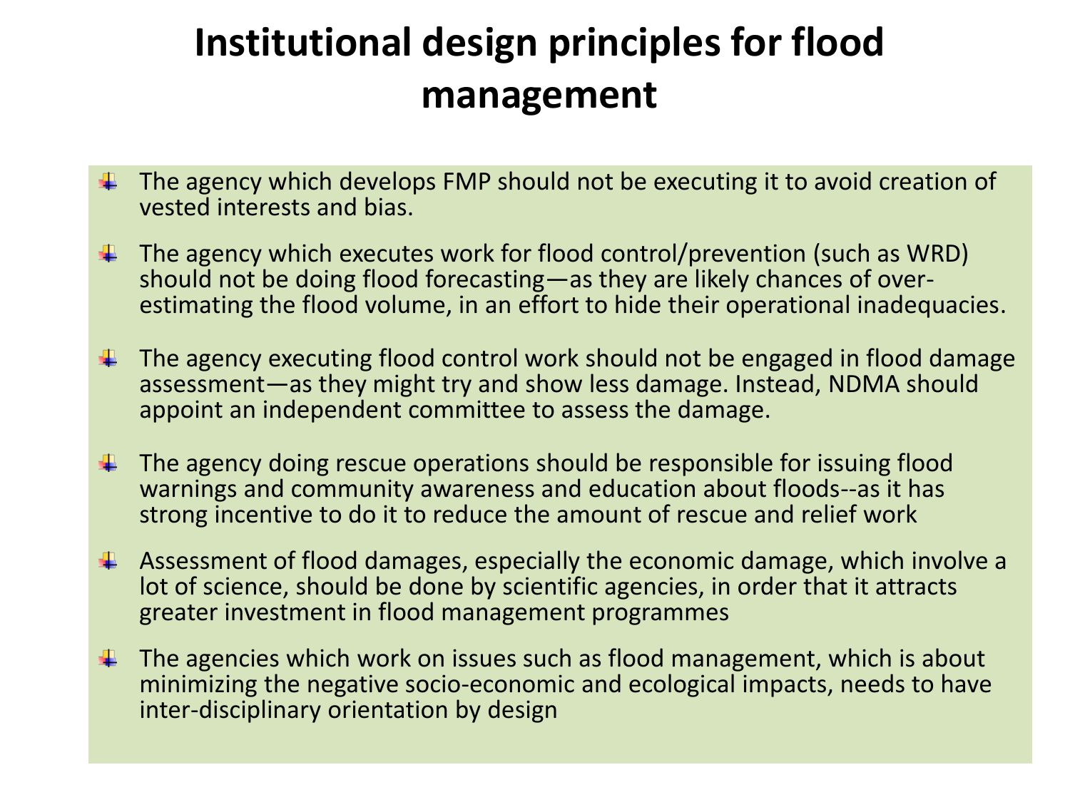# Institutional design principles for flood management

- The agency which develops FMP should not be executing it to avoid creation of vested interests and bias.
- The agency which executes work for flood control/prevention (such as WRD) should not be doing flood forecasting—as they are likely chances of over-estimating the flood volume, in an effort to hide their operational inadequacies.
- The agency executing flood control work should not be engaged in flood damage assessment—as they might try and show less damage. Instead, NDMA should appoint an independent committee to assess the damage.
- The agency doing rescue operations should be responsible for issuing flood warnings and community awareness and education about floods--as it has strong incentive to do it to reduce the amount of rescue and relief work
- Assessment of flood damages, especially the economic damage, which involve a lot of science, should be done by scientific agencies, in order that it attracts greater investment in flood management programmes
- The agencies which work on issues such as flood management, which is about minimizing the negative socio-economic and ecological impacts, needs to have inter-disciplinary orientation by design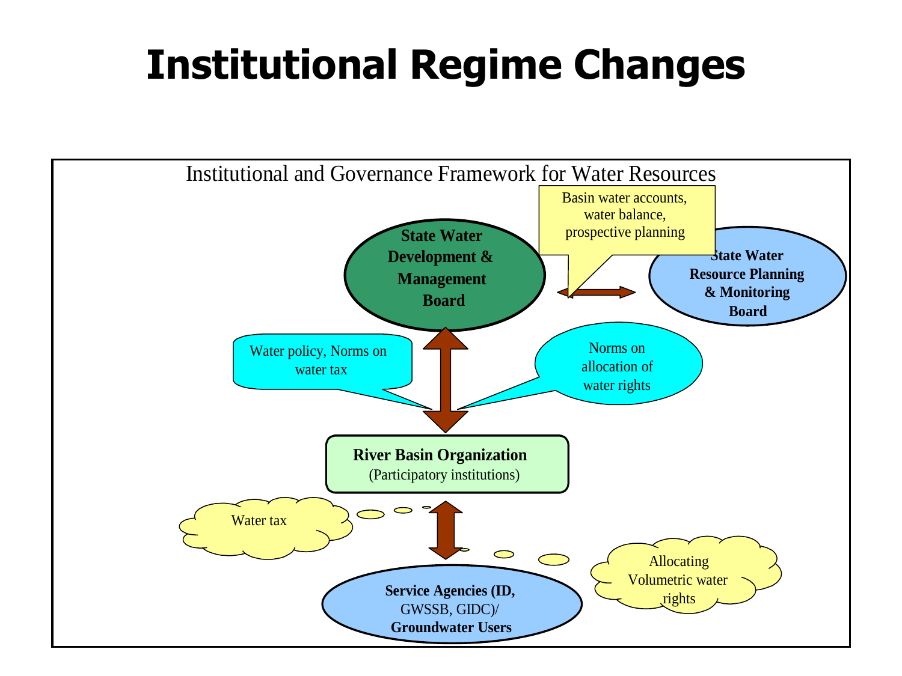# Institutional Regime Changes

Institutional and Governance Framework for Water Resources

**State Water Development & Management Board**

Basin water accounts, water balance, prospective planning

**State Water Resource Planning & Monitoring Board**

Water policy, Norms on water tax

Norms on allocation of water rights

**River Basin Organization**
(Participatory institutions)

Water tax

Allocating Volumetric water rights

**Service Agencies (ID,** GWSSB, GIDC)/ **Groundwater Users**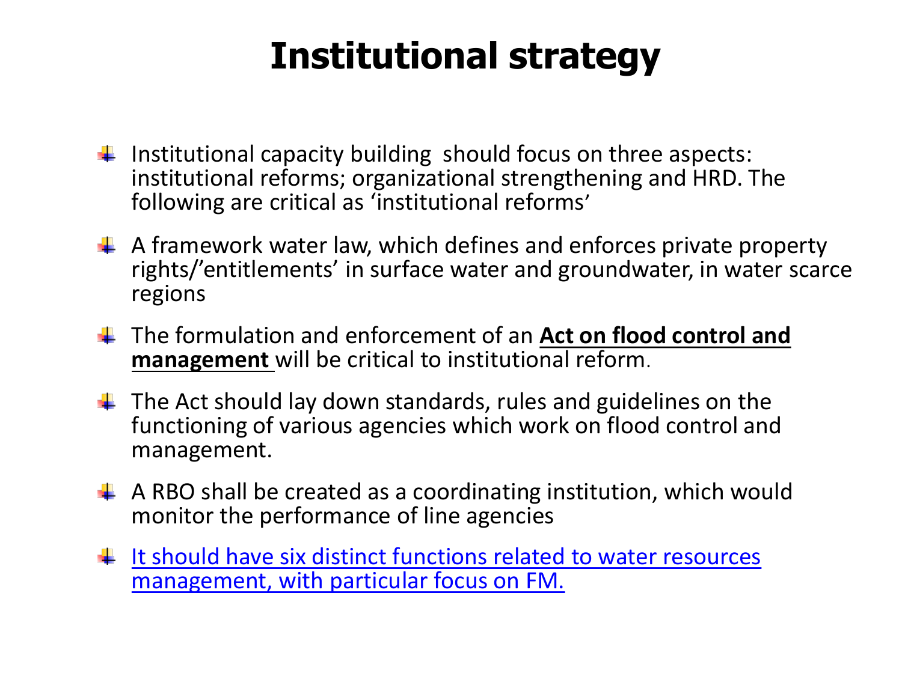# Institutional strategy

- Institutional capacity building should focus on three aspects: institutional reforms; organizational strengthening and HRD. The following are critical as 'institutional reforms'
- A framework water law, which defines and enforces private property rights/'entitlements' in surface water and groundwater, in water scarce regions
- The formulation and enforcement of an **Act on flood control and management** will be critical to institutional reform.
- The Act should lay down standards, rules and guidelines on the functioning of various agencies which work on flood control and management.
- A RBO shall be created as a coordinating institution, which would monitor the performance of line agencies
- It should have six distinct functions related to water resources management, with particular focus on FM.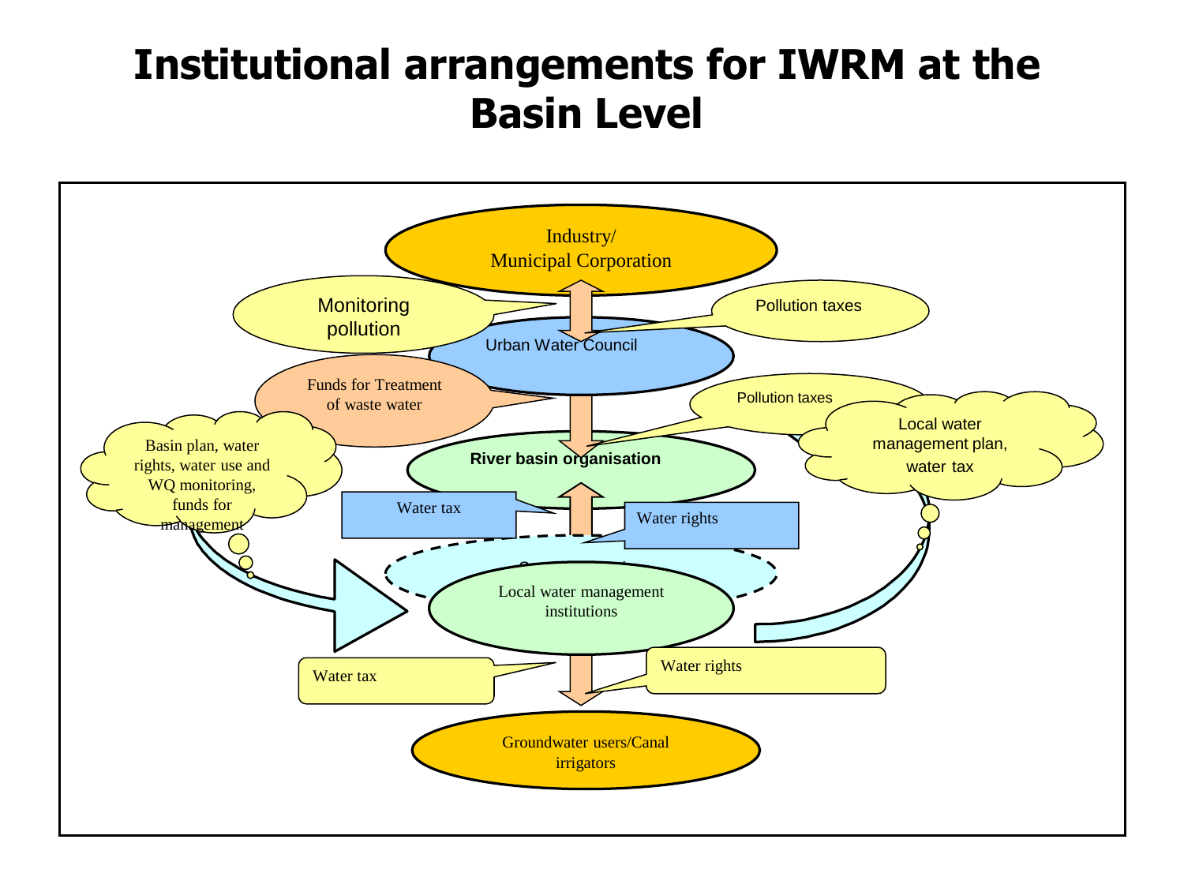# Institutional arrangements for IWRM at the Basin Level

Industry/
Municipal Corporation

Monitoring pollution

Pollution taxes

Urban Water Council

Funds for Treatment of waste water

Pollution taxes

Local water management plan, water tax

River basin organisation

Basin plan, water rights, water use and WQ monitoring, funds for management

Water tax

Water rights

Local water management institutions

Water tax

Water rights

Groundwater users/Canal irrigators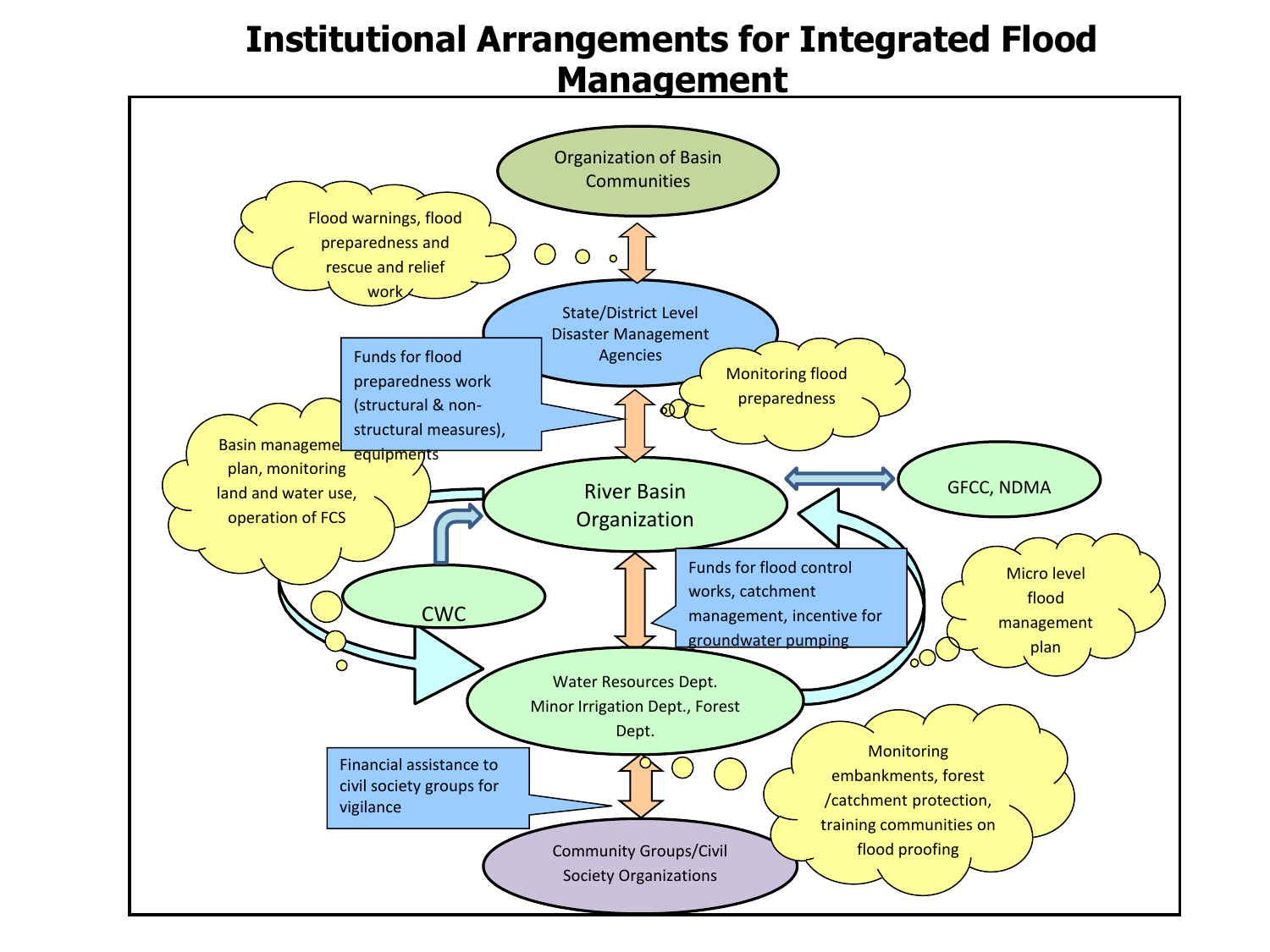# Institutional Arrangements for Integrated Flood Management

Organization of Basin Communities

Flood warnings, flood preparedness and rescue and relief work

State/District Level Disaster Management Agencies

Funds for flood preparedness work (structural & non-structural measures), equipments

Monitoring flood preparedness

Basin management plan, monitoring land and water use, operation of FCS

River Basin Organization

GFCC, NDMA

CWC

Funds for flood control works, catchment management, incentive for groundwater pumping

Micro level flood management plan

Water Resources Dept. Minor Irrigation Dept., Forest Dept.

Financial assistance to civil society groups for vigilance

Monitoring embankments, forest /catchment protection, training communities on flood proofing

Community Groups/Civil Society Organizations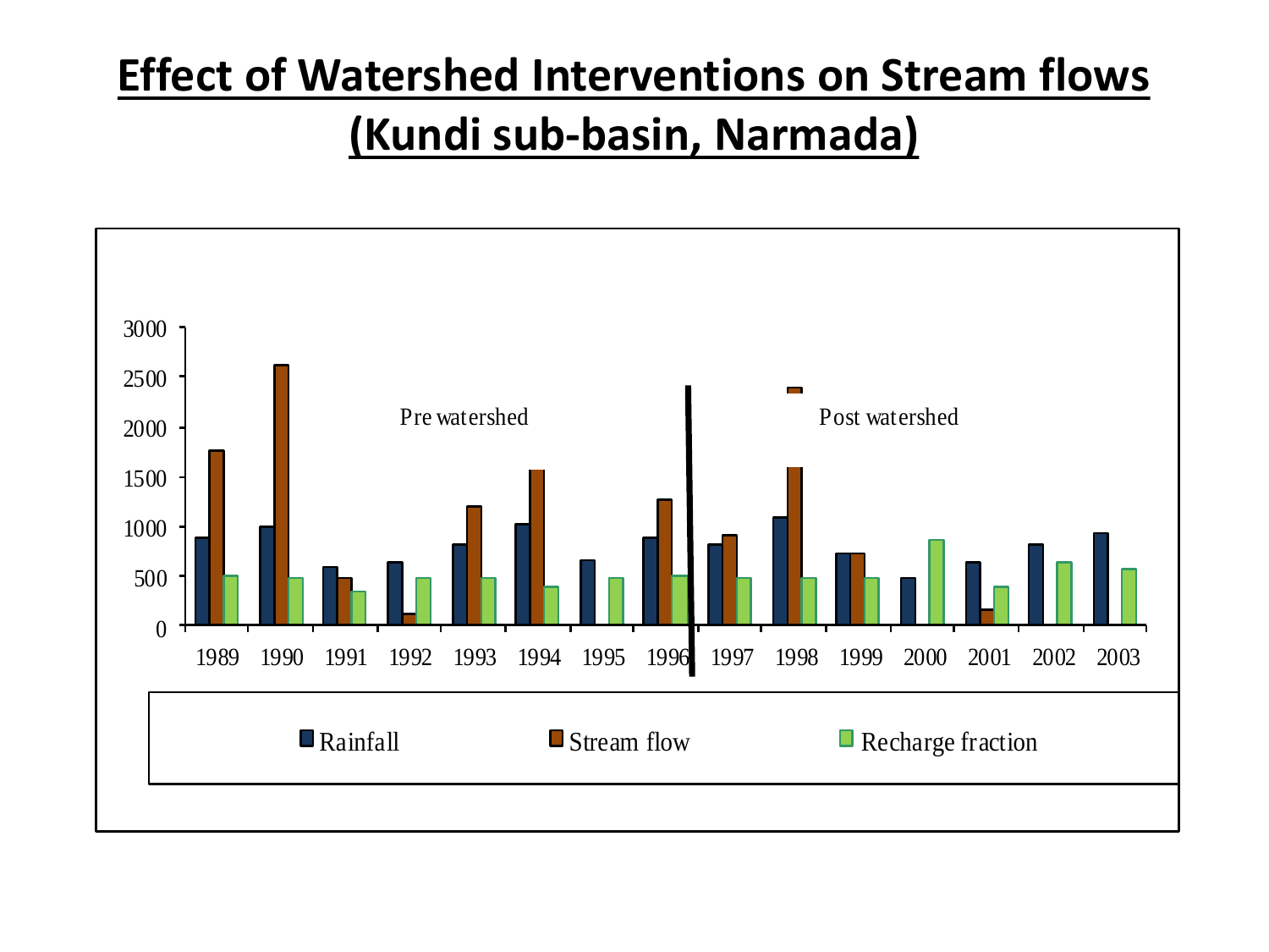# Effect of Watershed Interventions on Stream flows (Kundi sub-basin, Narmada)

Pre watershed | Post watershed

| Year | Rainfall | Stream flow | Recharge fraction |
|---|---|---|---|
| 1989 | ~890 | ~1760 | ~500 |
| 1990 | ~1000 | ~2620 | ~480 |
| 1991 | ~590 | ~480 | ~340 |
| 1992 | ~640 | ~120 | ~480 |
| 1993 | ~820 | ~1200 | ~480 |
| 1994 | ~1020 | ~1570 | ~390 |
| 1995 | ~660 | | ~480 |
| 1996 | ~890 | ~1270 | ~500 |
| 1997 | ~820 | ~910 | ~480 |
| 1998 | ~1090 | ~2390 | ~480 |
| 1999 | ~730 | ~730 | ~480 |
| 2000 | ~480 | | ~860 |
| 2001 | ~640 | ~160 | ~390 |
| 2002 | ~820 | | ~640 |
| 2003 | ~930 | | ~570 |

Rainfall | Stream flow | Recharge fraction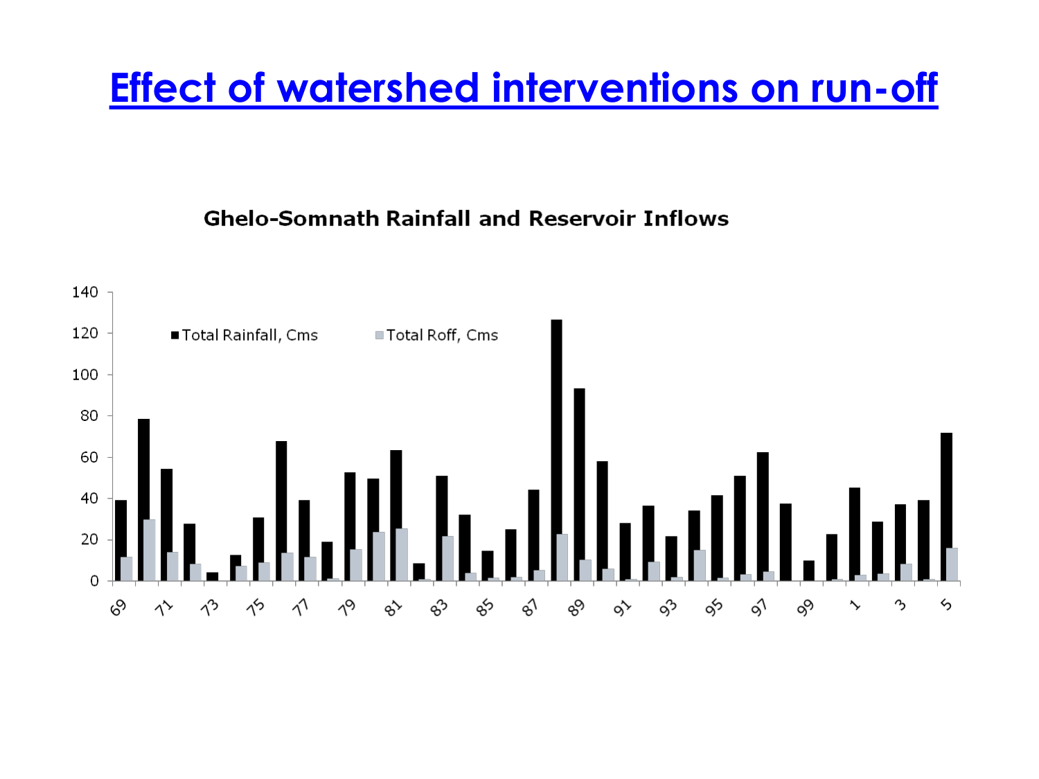# Effect of watershed interventions on run-off

**Ghelo-Somnath Rainfall and Reservoir Inflows**

■ Total Rainfall, Cms ■ Total Roff, Cms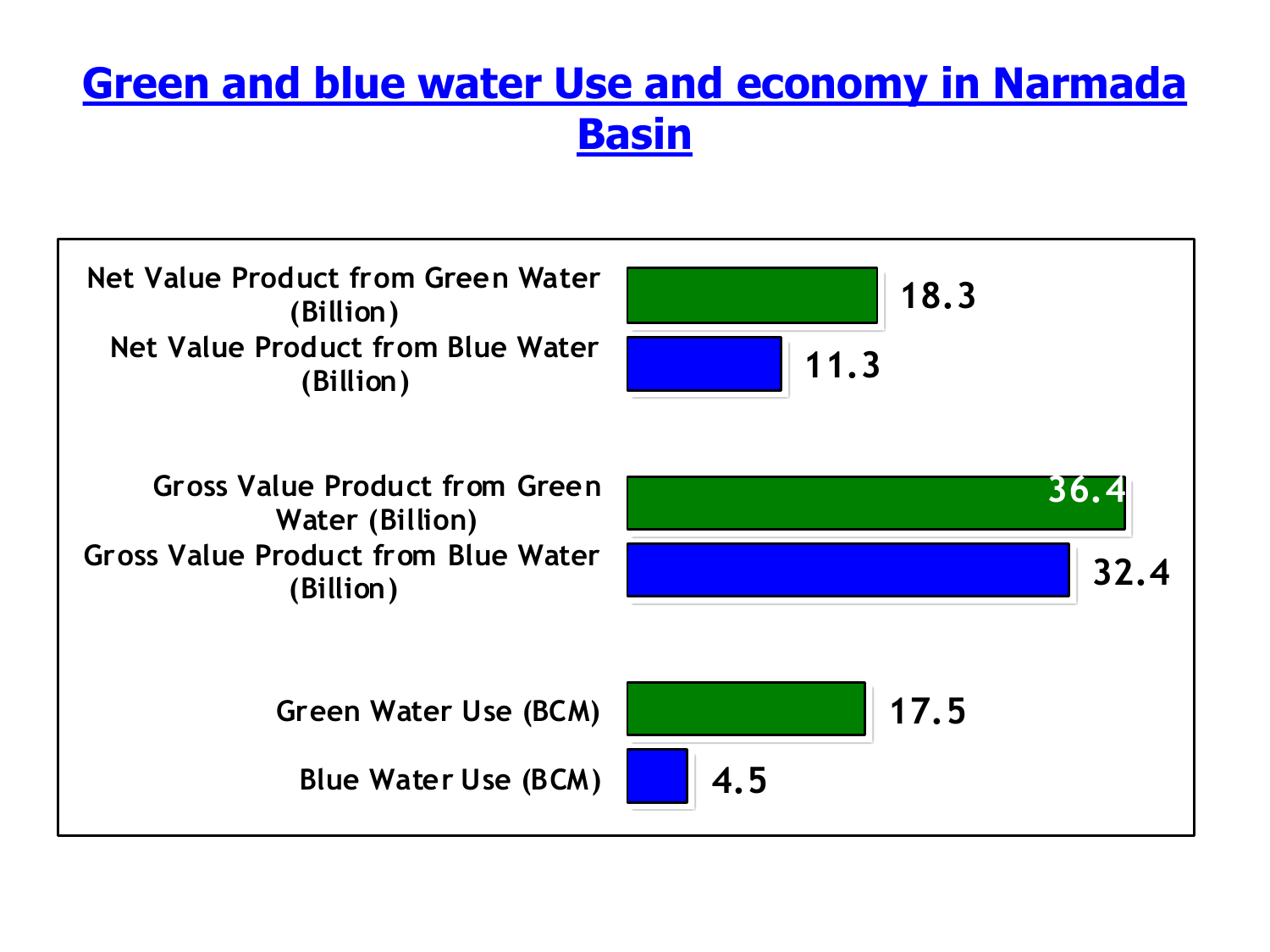# Green and blue water Use and economy in Narmada Basin

| Category | Value |
| --- | --- |
| Net Value Product from Green Water (Billion) | 18.3 |
| Net Value Product from Blue Water (Billion) | 11.3 |
| Gross Value Product from Green Water (Billion) | 36.4 |
| Gross Value Product from Blue Water (Billion) | 32.4 |
| Green Water Use (BCM) | 17.5 |
| Blue Water Use (BCM) | 4.5 |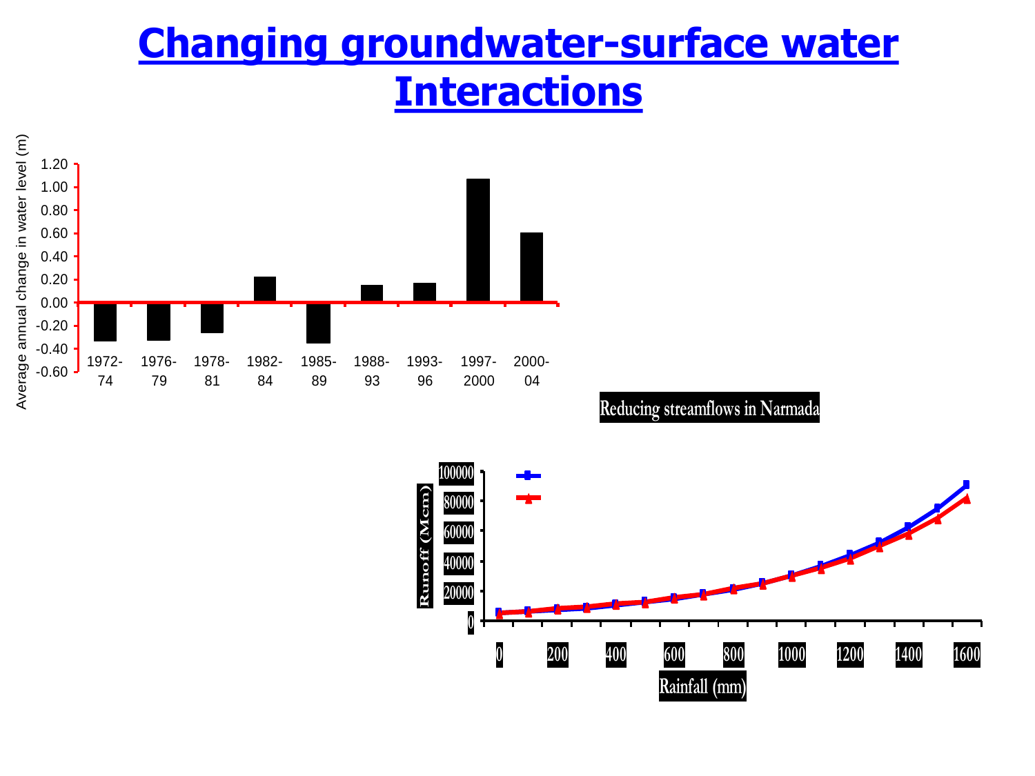# Changing groundwater-surface water Interactions

| Period | Average annual change in water level (m) |
|---|---|
| 1972-74 | -0.34 |
| 1976-79 | -0.33 |
| 1978-81 | -0.27 |
| 1982-84 | 0.22 |
| 1985-89 | -0.36 |
| 1988-93 | 0.15 |
| 1993-96 | 0.17 |
| 1997-2000 | 1.07 |
| 2000-04 | 0.60 |

Reducing streamflows in Narmada

Runoff (Mcm)

Rainfall (mm)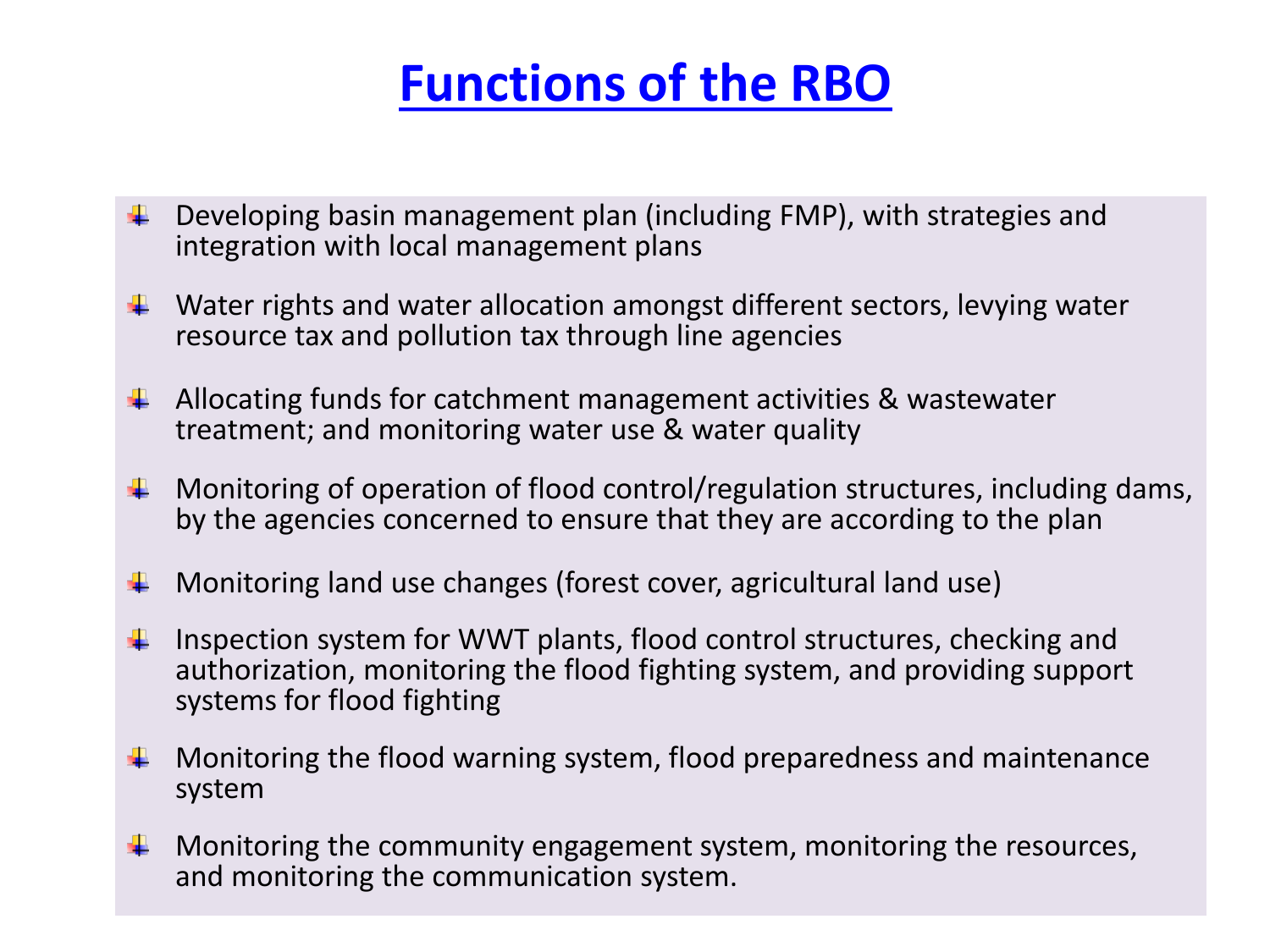# Functions of the RBO

- Developing basin management plan (including FMP), with strategies and integration with local management plans
- Water rights and water allocation amongst different sectors, levying water resource tax and pollution tax through line agencies
- Allocating funds for catchment management activities & wastewater treatment; and monitoring water use & water quality
- Monitoring of operation of flood control/regulation structures, including dams, by the agencies concerned to ensure that they are according to the plan
- Monitoring land use changes (forest cover, agricultural land use)
- Inspection system for WWT plants, flood control structures, checking and authorization, monitoring the flood fighting system, and providing support systems for flood fighting
- Monitoring the flood warning system, flood preparedness and maintenance system
- Monitoring the community engagement system, monitoring the resources, and monitoring the communication system.